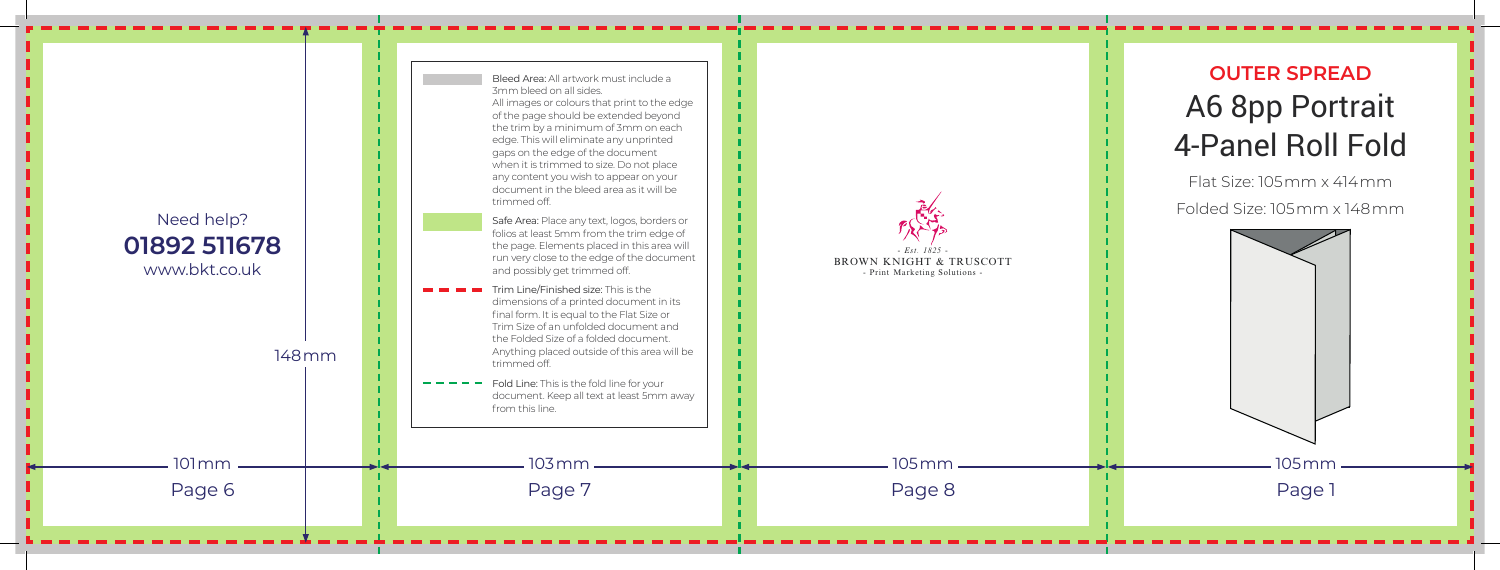Need help?

**01892 511678**

www.bkt.co.uk

148mm

101mm

Page 6

**Bleed Area:** All artwork must include a 3mm bleed on all sides. All images or colours that print to the edge of the page should be extended beyond the trim by a minimum of 3mm on each edge. This will eliminate any unprinted gaps on the edge of the document when it is trimmed to size. Do not place any content you wish to appear on your document in the bleed area as it will be trimmed off.

**Safe Area:** Place any text, logos, borders or folios at least 5mm from the trim edge of the page. Elements placed in this area will run very close to the edge of the document and possibly get trimmed off.

**Trim Line/Finished size:** This is the dimensions of a printed document in its final form. It is equal to the Flat Size or Trim Size of an unfolded document and the Folded Size of a folded document. Anything placed outside of this area will be trimmed off.

**Fold Line:** This is the fold line for your document. Keep all text at least 5mm away from this line.

103mm

Page 7

- Est. 1825 -

BROWN KNIGHT & TRUSCOTT

- Print Marketing Solutions -

105mm

Page 8

## OUTER SPREAD

# A6 8pp Portrait 4-Panel Roll Fold

Flat Size: 105mm x 414mm

Folded Size: 105mm x 148mm

105mm

Page 1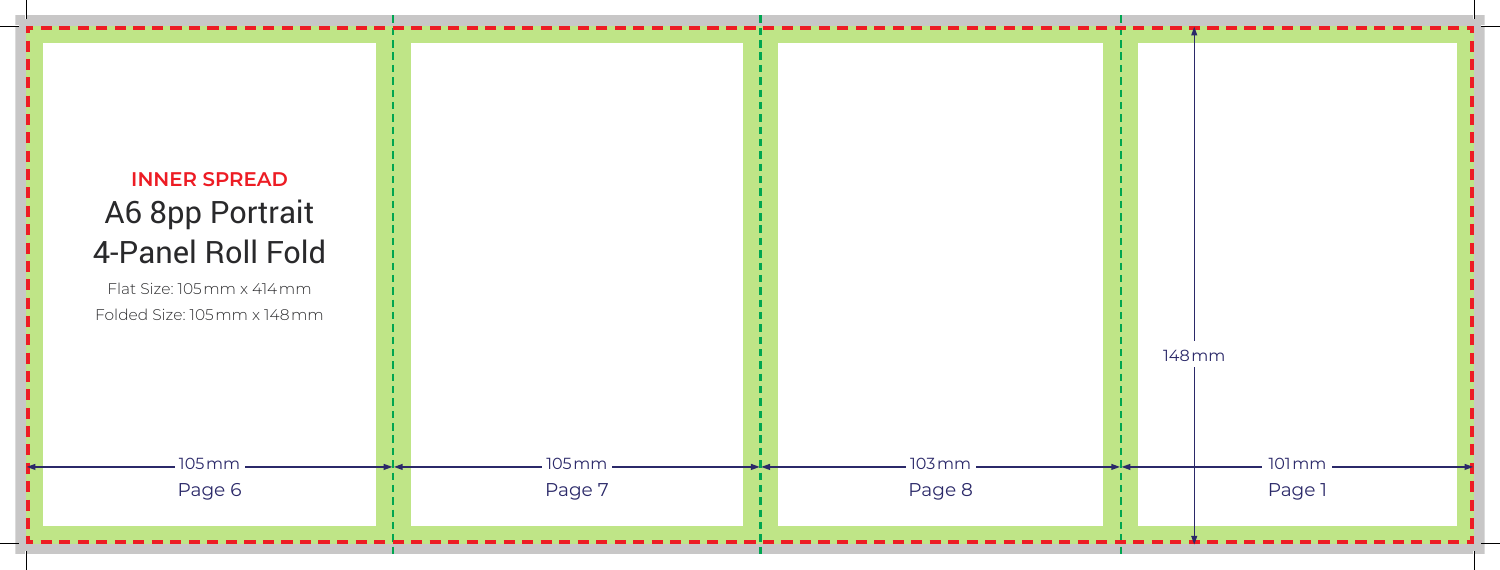**INNER SPREAD**

## A6 8pp Portrait 4-Panel Roll Fold

Flat Size: 105 mm x 414 mm

Folded Size: 105 mm x 148 mm

105 mm

Page 6

105 mm

Page 7

103 mm

Page 8

148 mm

101 mm

Page 1